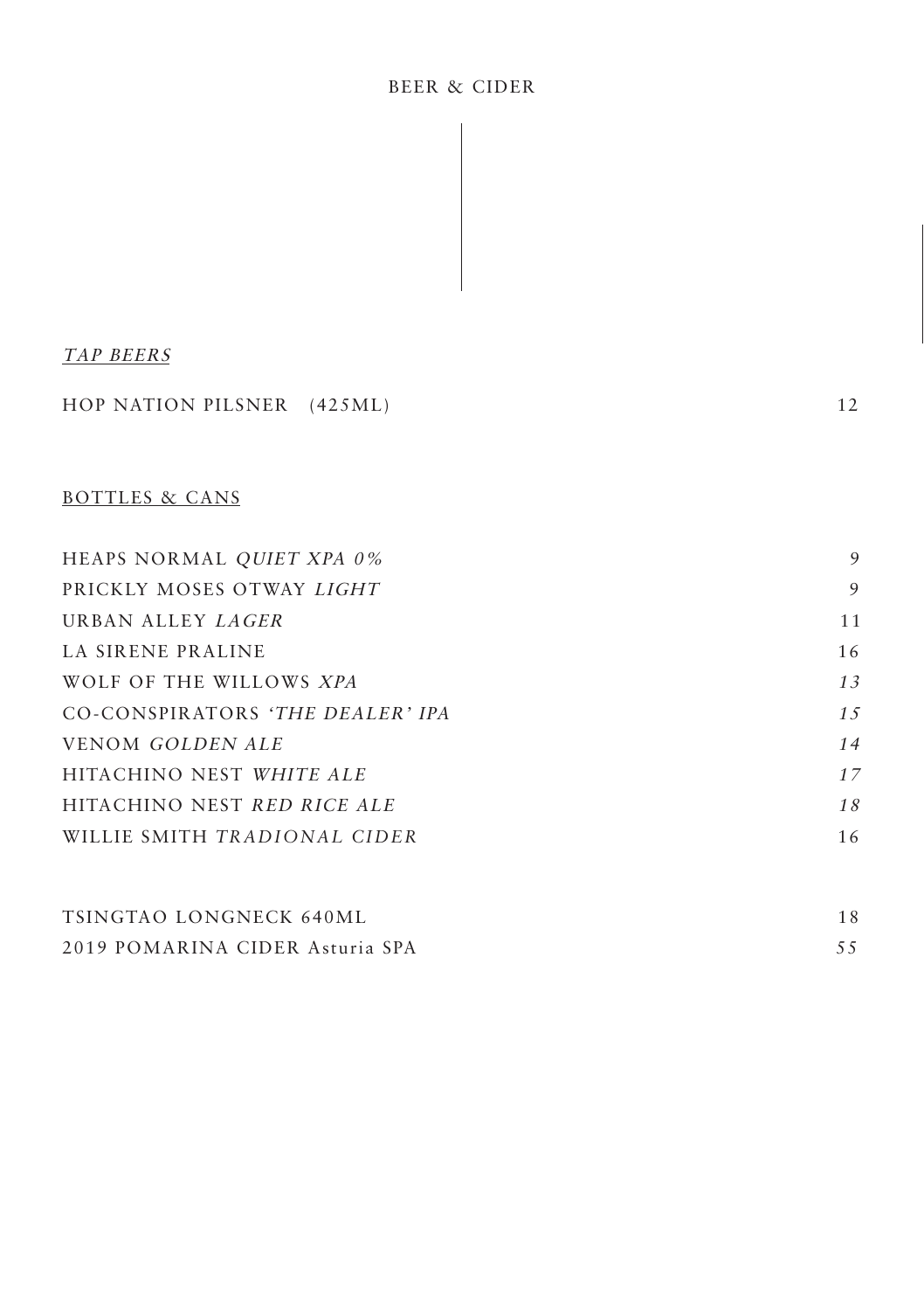# BEER & CIDER

*TAP BEERS*

| | |
|---|---|
| HOP NATION PILSNER (425ML) | 12 |

BOTTLES & CANS

| | |
|---|---|
| HEAPS NORMAL *QUIET XPA 0%* | 9 |
| PRICKLY MOSES OTWAY *LIGHT* | 9 |
| URBAN ALLEY *LAGER* | 11 |
| LA SIRENE PRALINE | 16 |
| WOLF OF THE WILLOWS *XPA* | *13* |
| CO-CONSPIRATORS *'THE DEALER' IPA* | *15* |
| VENOM *GOLDEN ALE* | *14* |
| HITACHINO NEST *WHITE ALE* | *17* |
| HITACHINO NEST *RED RICE ALE* | *18* |
| WILLIE SMITH *TRADIONAL CIDER* | 16 |
| | |
| TSINGTAO LONGNECK 640ML | 18 |
| 2019 POMARINA CIDER Asturia SPA | 55 |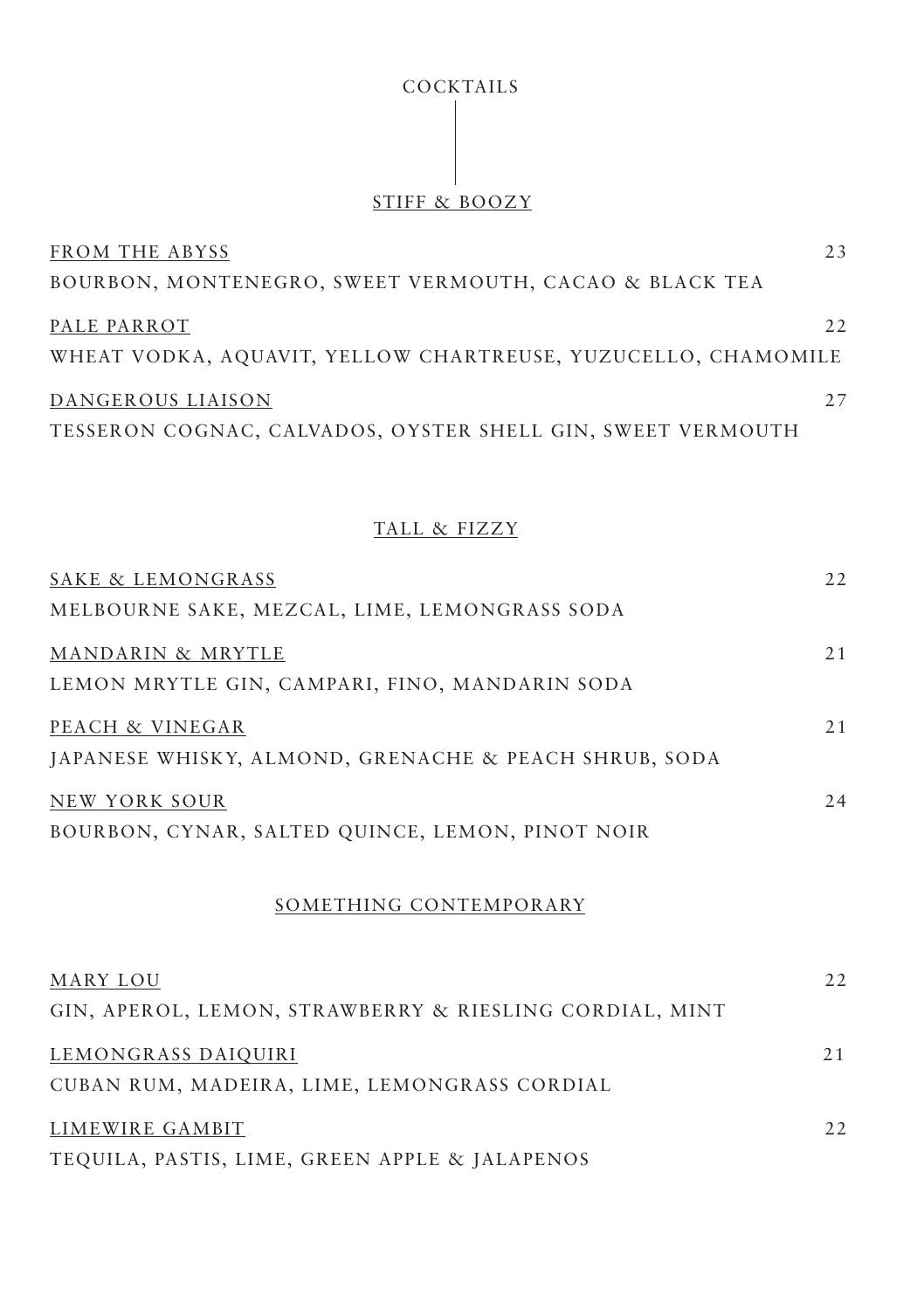# COCKTAILS

## STIFF & BOOZY

**FROM THE ABYSS** — 23
BOURBON, MONTENEGRO, SWEET VERMOUTH, CACAO & BLACK TEA

**PALE PARROT** — 22
WHEAT VODKA, AQUAVIT, YELLOW CHARTREUSE, YUZUCELLO, CHAMOMILE

**DANGEROUS LIAISON** — 27
TESSERON COGNAC, CALVADOS, OYSTER SHELL GIN, SWEET VERMOUTH

## TALL & FIZZY

**SAKE & LEMONGRASS** — 22
MELBOURNE SAKE, MEZCAL, LIME, LEMONGRASS SODA

**MANDARIN & MRYTLE** — 21
LEMON MRYTLE GIN, CAMPARI, FINO, MANDARIN SODA

**PEACH & VINEGAR** — 21
JAPANESE WHISKY, ALMOND, GRENACHE & PEACH SHRUB, SODA

**NEW YORK SOUR** — 24
BOURBON, CYNAR, SALTED QUINCE, LEMON, PINOT NOIR

## SOMETHING CONTEMPORARY

**MARY LOU** — 22
GIN, APEROL, LEMON, STRAWBERRY & RIESLING CORDIAL, MINT

**LEMONGRASS DAIQUIRI** — 21
CUBAN RUM, MADEIRA, LIME, LEMONGRASS CORDIAL

**LIMEWIRE GAMBIT** — 22
TEQUILA, PASTIS, LIME, GREEN APPLE & JALAPENOS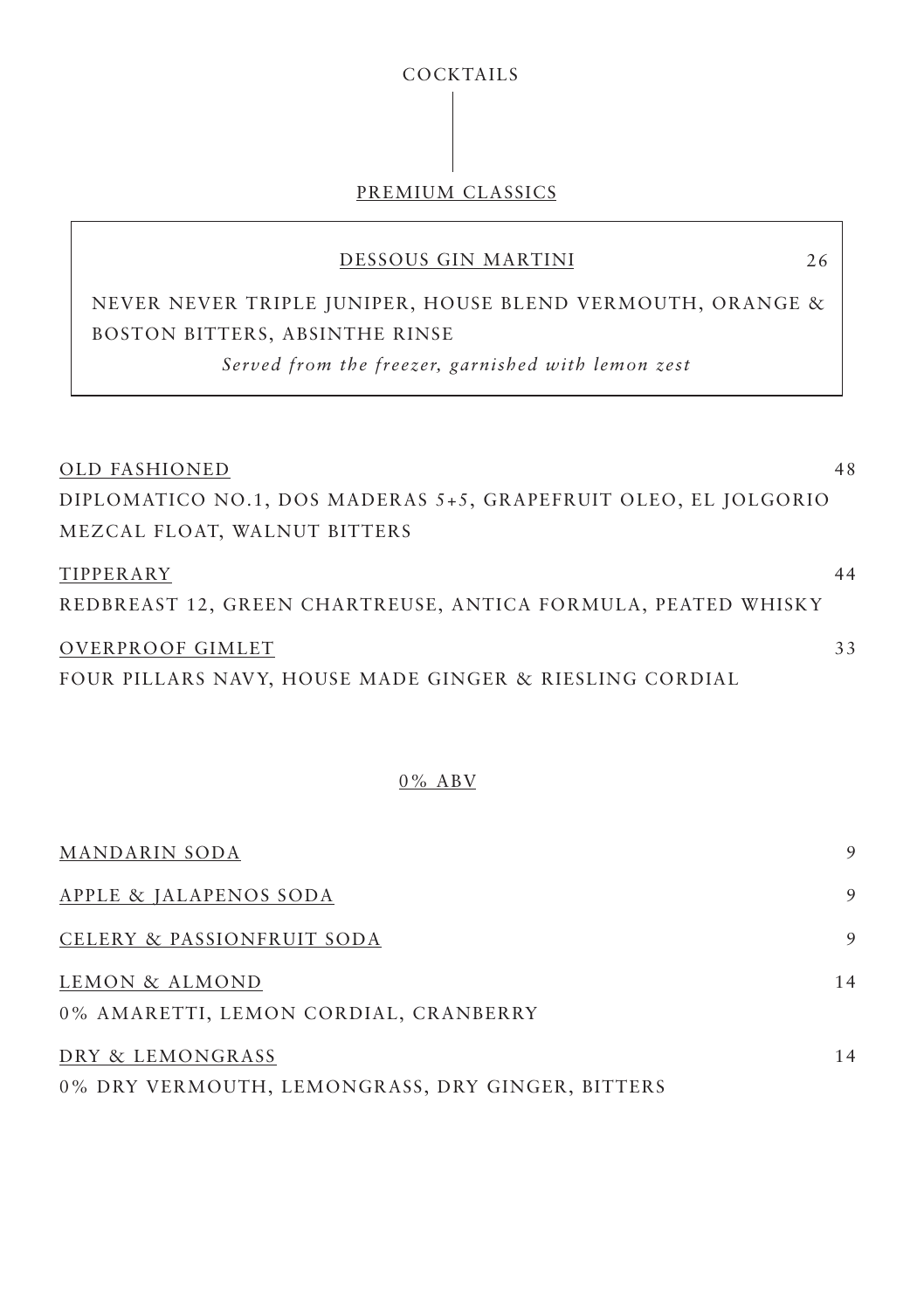# COCKTAILS

## PREMIUM CLASSICS

**DESSOUS GIN MARTINI** 26

NEVER NEVER TRIPLE JUNIPER, HOUSE BLEND VERMOUTH, ORANGE & BOSTON BITTERS, ABSINTHE RINSE

*Served from the freezer, garnished with lemon zest*

**OLD FASHIONED** 48

DIPLOMATICO NO.1, DOS MADERAS 5+5, GRAPEFRUIT OLEO, EL JOLGORIO MEZCAL FLOAT, WALNUT BITTERS

**TIPPERARY** 44

REDBREAST 12, GREEN CHARTREUSE, ANTICA FORMULA, PEATED WHISKY

**OVERPROOF GIMLET** 33

FOUR PILLARS NAVY, HOUSE MADE GINGER & RIESLING CORDIAL

## 0% ABV

**MANDARIN SODA** 9

**APPLE & JALAPENOS SODA** 9

**CELERY & PASSIONFRUIT SODA** 9

**LEMON & ALMOND** 14

0% AMARETTI, LEMON CORDIAL, CRANBERRY

**DRY & LEMONGRASS** 14

0% DRY VERMOUTH, LEMONGRASS, DRY GINGER, BITTERS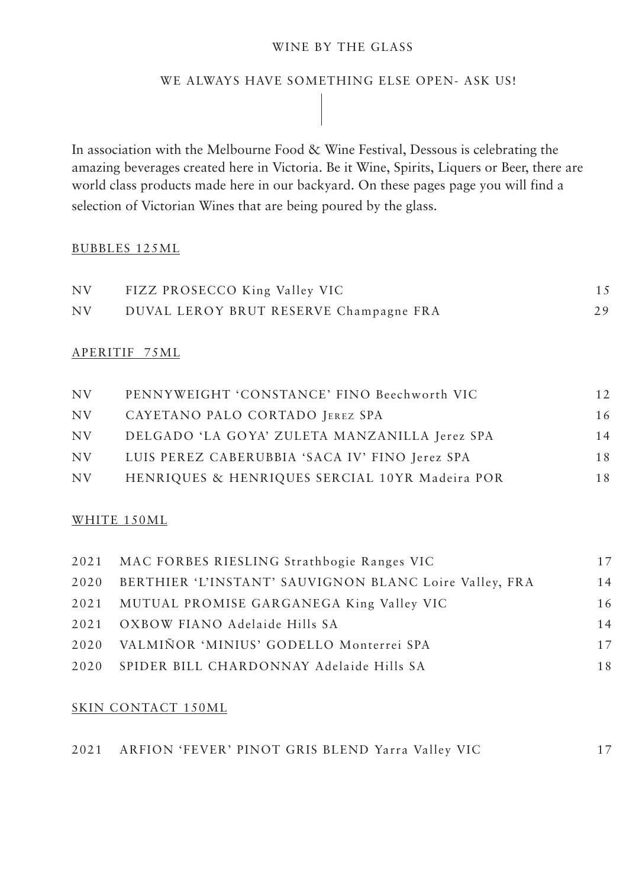# WINE BY THE GLASS

WE ALWAYS HAVE SOMETHING ELSE OPEN- ASK US!

In association with the Melbourne Food & Wine Festival, Dessous is celebrating the amazing beverages created here in Victoria. Be it Wine, Spirits, Liquers or Beer, there are world class products made here in our backyard. On these pages page you will find a selection of Victorian Wines that are being poured by the glass.

## BUBBLES 125ML

| | | |
|---|---|---|
| NV | FIZZ PROSECCO King Valley VIC | 15 |
| NV | DUVAL LEROY BRUT RESERVE Champagne FRA | 29 |

## APERITIF 75ML

| | | |
|---|---|---|
| NV | PENNYWEIGHT 'CONSTANCE' FINO Beechworth VIC | 12 |
| NV | CAYETANO PALO CORTADO JEREZ SPA | 16 |
| NV | DELGADO 'LA GOYA' ZULETA MANZANILLA Jerez SPA | 14 |
| NV | LUIS PEREZ CABERUBBIA 'SACA IV' FINO Jerez SPA | 18 |
| NV | HENRIQUES & HENRIQUES SERCIAL 10YR Madeira POR | 18 |

## WHITE 150ML

| | | |
|---|---|---|
| 2021 | MAC FORBES RIESLING Strathbogie Ranges VIC | 17 |
| 2020 | BERTHIER 'L'INSTANT' SAUVIGNON BLANC Loire Valley, FRA | 14 |
| 2021 | MUTUAL PROMISE GARGANEGA King Valley VIC | 16 |
| 2021 | OXBOW FIANO Adelaide Hills SA | 14 |
| 2020 | VALMIÑOR 'MINIUS' GODELLO Monterrei SPA | 17 |
| 2020 | SPIDER BILL CHARDONNAY Adelaide Hills SA | 18 |

## SKIN CONTACT 150ML

| | | |
|---|---|---|
| 2021 | ARFION 'FEVER' PINOT GRIS BLEND Yarra Valley VIC | 17 |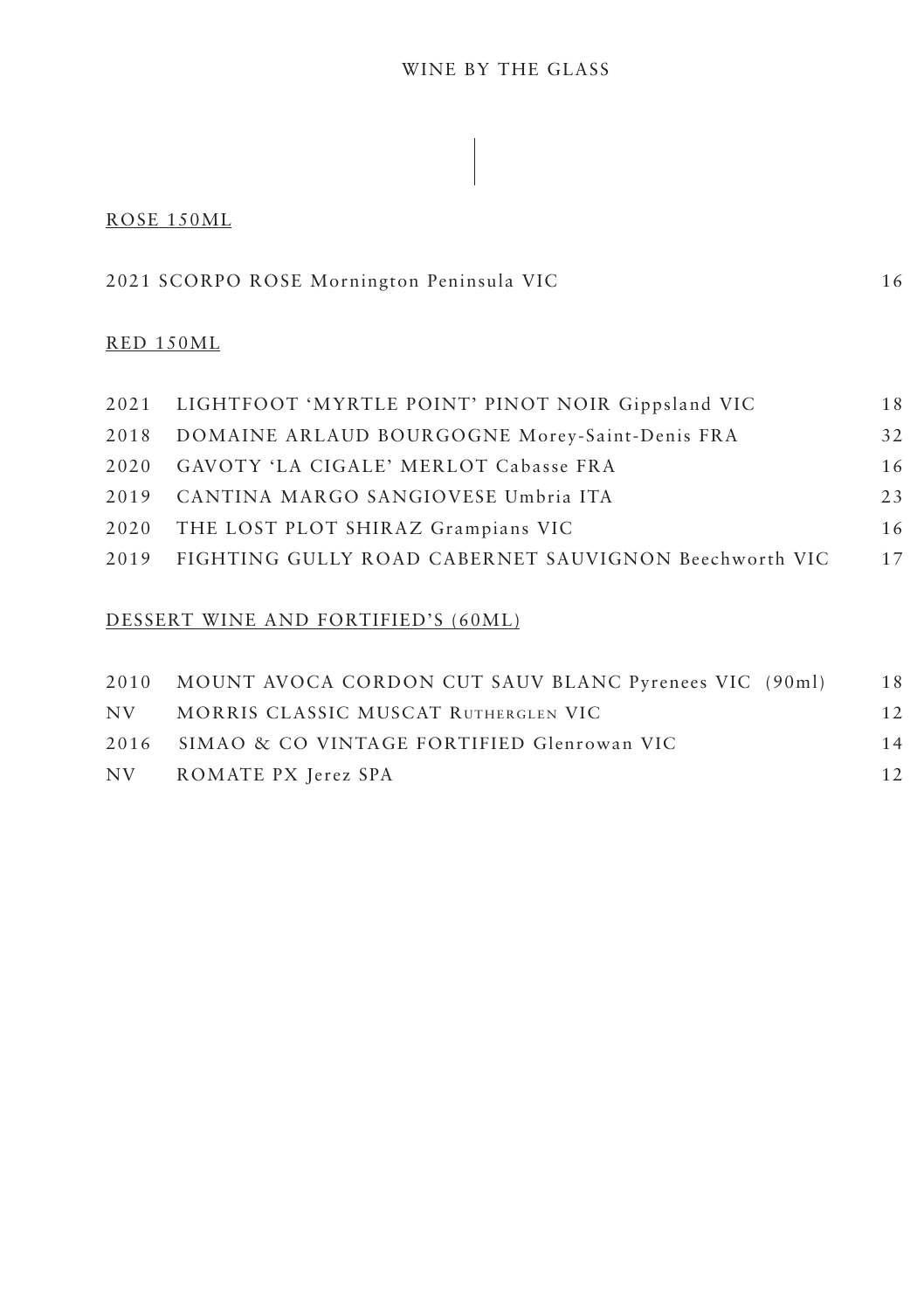# WINE BY THE GLASS

## ROSE 150ML

| | | |
|---|---|---|
| 2021 | SCORPO ROSE Mornington Peninsula VIC | 16 |

## RED 150ML

| | | |
|---|---|---|
| 2021 | LIGHTFOOT 'MYRTLE POINT' PINOT NOIR Gippsland VIC | 18 |
| 2018 | DOMAINE ARLAUD BOURGOGNE Morey-Saint-Denis FRA | 32 |
| 2020 | GAVOTY 'LA CIGALE' MERLOT Cabasse FRA | 16 |
| 2019 | CANTINA MARGO SANGIOVESE Umbria ITA | 23 |
| 2020 | THE LOST PLOT SHIRAZ Grampians VIC | 16 |
| 2019 | FIGHTING GULLY ROAD CABERNET SAUVIGNON Beechworth VIC | 17 |

## DESSERT WINE AND FORTIFIED'S (60ML)

| | | |
|---|---|---|
| 2010 | MOUNT AVOCA CORDON CUT SAUV BLANC Pyrenees VIC (90ml) | 18 |
| NV | MORRIS CLASSIC MUSCAT RUTHERGLEN VIC | 12 |
| 2016 | SIMAO & CO VINTAGE FORTIFIED Glenrowan VIC | 14 |
| NV | ROMATE PX Jerez SPA | 12 |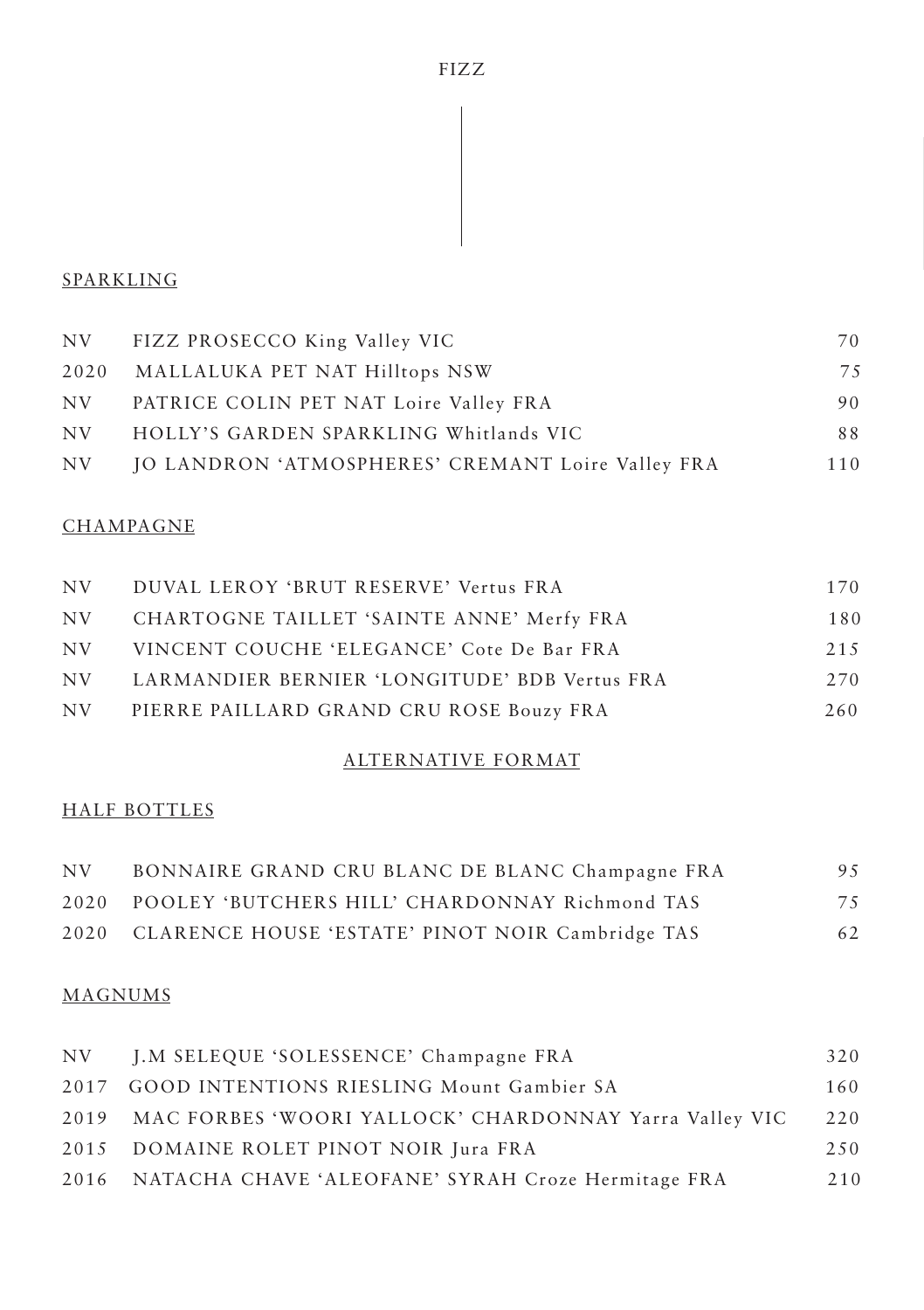# FIZZ

## SPARKLING

| | | |
|---|---|---|
| NV | FIZZ PROSECCO King Valley VIC | 70 |
| 2020 | MALLALUKA PET NAT Hilltops NSW | 75 |
| NV | PATRICE COLIN PET NAT Loire Valley FRA | 90 |
| NV | HOLLY'S GARDEN SPARKLING Whitlands VIC | 88 |
| NV | JO LANDRON 'ATMOSPHERES' CREMANT Loire Valley FRA | 110 |

## CHAMPAGNE

| | | |
|---|---|---|
| NV | DUVAL LEROY 'BRUT RESERVE' Vertus FRA | 170 |
| NV | CHARTOGNE TAILLET 'SAINTE ANNE' Merfy FRA | 180 |
| NV | VINCENT COUCHE 'ELEGANCE' Cote De Bar FRA | 215 |
| NV | LARMANDIER BERNIER 'LONGITUDE' BDB Vertus FRA | 270 |
| NV | PIERRE PAILLARD GRAND CRU ROSE Bouzy FRA | 260 |

## ALTERNATIVE FORMAT

### HALF BOTTLES

| | | |
|---|---|---|
| NV | BONNAIRE GRAND CRU BLANC DE BLANC Champagne FRA | 95 |
| 2020 | POOLEY 'BUTCHERS HILL' CHARDONNAY Richmond TAS | 75 |
| 2020 | CLARENCE HOUSE 'ESTATE' PINOT NOIR Cambridge TAS | 62 |

### MAGNUMS

| | | |
|---|---|---|
| NV | J.M SELEQUE 'SOLESSENCE' Champagne FRA | 320 |
| 2017 | GOOD INTENTIONS RIESLING Mount Gambier SA | 160 |
| 2019 | MAC FORBES 'WOORI YALLOCK' CHARDONNAY Yarra Valley VIC | 220 |
| 2015 | DOMAINE ROLET PINOT NOIR Jura FRA | 250 |
| 2016 | NATACHA CHAVE 'ALEOFANE' SYRAH Croze Hermitage FRA | 210 |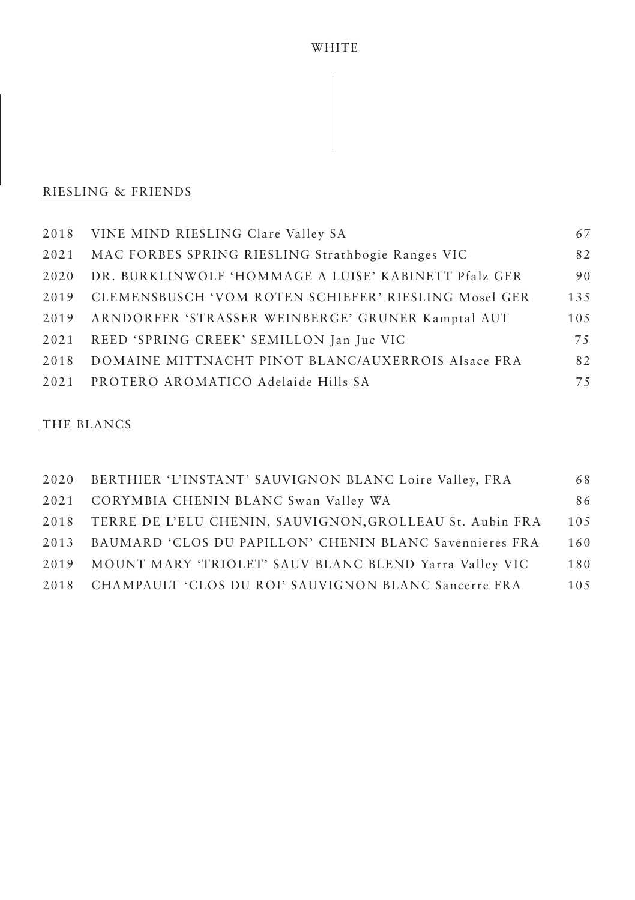# WHITE

## RIESLING & FRIENDS

| | | |
|---|---|---|
| 2018 | VINE MIND RIESLING Clare Valley SA | 67 |
| 2021 | MAC FORBES SPRING RIESLING Strathbogie Ranges VIC | 82 |
| 2020 | DR. BURKLINWOLF 'HOMMAGE A LUISE' KABINETT Pfalz GER | 90 |
| 2019 | CLEMENSBUSCH 'VOM ROTEN SCHIEFER' RIESLING Mosel GER | 135 |
| 2019 | ARNDORFER 'STRASSER WEINBERGE' GRUNER Kamptal AUT | 105 |
| 2021 | REED 'SPRING CREEK' SEMILLON Jan Juc VIC | 75 |
| 2018 | DOMAINE MITTNACHT PINOT BLANC/AUXERROIS Alsace FRA | 82 |
| 2021 | PROTERO AROMATICO Adelaide Hills SA | 75 |

## THE BLANCS

| | | |
|---|---|---|
| 2020 | BERTHIER 'L'INSTANT' SAUVIGNON BLANC Loire Valley, FRA | 68 |
| 2021 | CORYMBIA CHENIN BLANC Swan Valley WA | 86 |
| 2018 | TERRE DE L'ELU CHENIN, SAUVIGNON,GROLLEAU St. Aubin FRA | 105 |
| 2013 | BAUMARD 'CLOS DU PAPILLON' CHENIN BLANC Savennieres FRA | 160 |
| 2019 | MOUNT MARY 'TRIOLET' SAUV BLANC BLEND Yarra Valley VIC | 180 |
| 2018 | CHAMPAULT 'CLOS DU ROI' SAUVIGNON BLANC Sancerre FRA | 105 |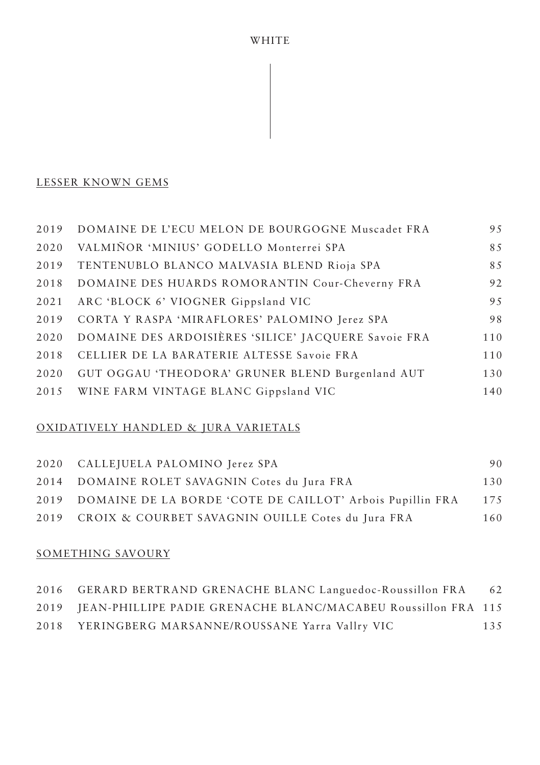# WHITE

## LESSER KNOWN GEMS

| | | |
|---|---|---|
| 2019 | DOMAINE DE L'ECU MELON DE BOURGOGNE Muscadet FRA | 95 |
| 2020 | VALMIÑOR 'MINIUS' GODELLO Monterrei SPA | 85 |
| 2019 | TENTENUBLO BLANCO MALVASIA BLEND Rioja SPA | 85 |
| 2018 | DOMAINE DES HUARDS ROMORANTIN Cour-Cheverny FRA | 92 |
| 2021 | ARC 'BLOCK 6' VIOGNER Gippsland VIC | 95 |
| 2019 | CORTA Y RASPA 'MIRAFLORES' PALOMINO Jerez SPA | 98 |
| 2020 | DOMAINE DES ARDOISIÈRES 'SILICE' JACQUERE Savoie FRA | 110 |
| 2018 | CELLIER DE LA BARATERIE ALTESSE Savoie FRA | 110 |
| 2020 | GUT OGGAU 'THEODORA' GRUNER BLEND Burgenland AUT | 130 |
| 2015 | WINE FARM VINTAGE BLANC Gippsland VIC | 140 |

## OXIDATIVELY HANDLED & JURA VARIETALS

| | | |
|---|---|---|
| 2020 | CALLEJUELA PALOMINO Jerez SPA | 90 |
| 2014 | DOMAINE ROLET SAVAGNIN Cotes du Jura FRA | 130 |
| 2019 | DOMAINE DE LA BORDE 'COTE DE CAILLOT' Arbois Pupillin FRA | 175 |
| 2019 | CROIX & COURBET SAVAGNIN OUILLE Cotes du Jura FRA | 160 |

## SOMETHING SAVOURY

| | | |
|---|---|---|
| 2016 | GERARD BERTRAND GRENACHE BLANC Languedoc-Roussillon FRA | 62 |
| 2019 | JEAN-PHILLIPE PADIE GRENACHE BLANC/MACABEU Roussillon FRA | 115 |
| 2018 | YERINGBERG MARSANNE/ROUSSANE Yarra Vallry VIC | 135 |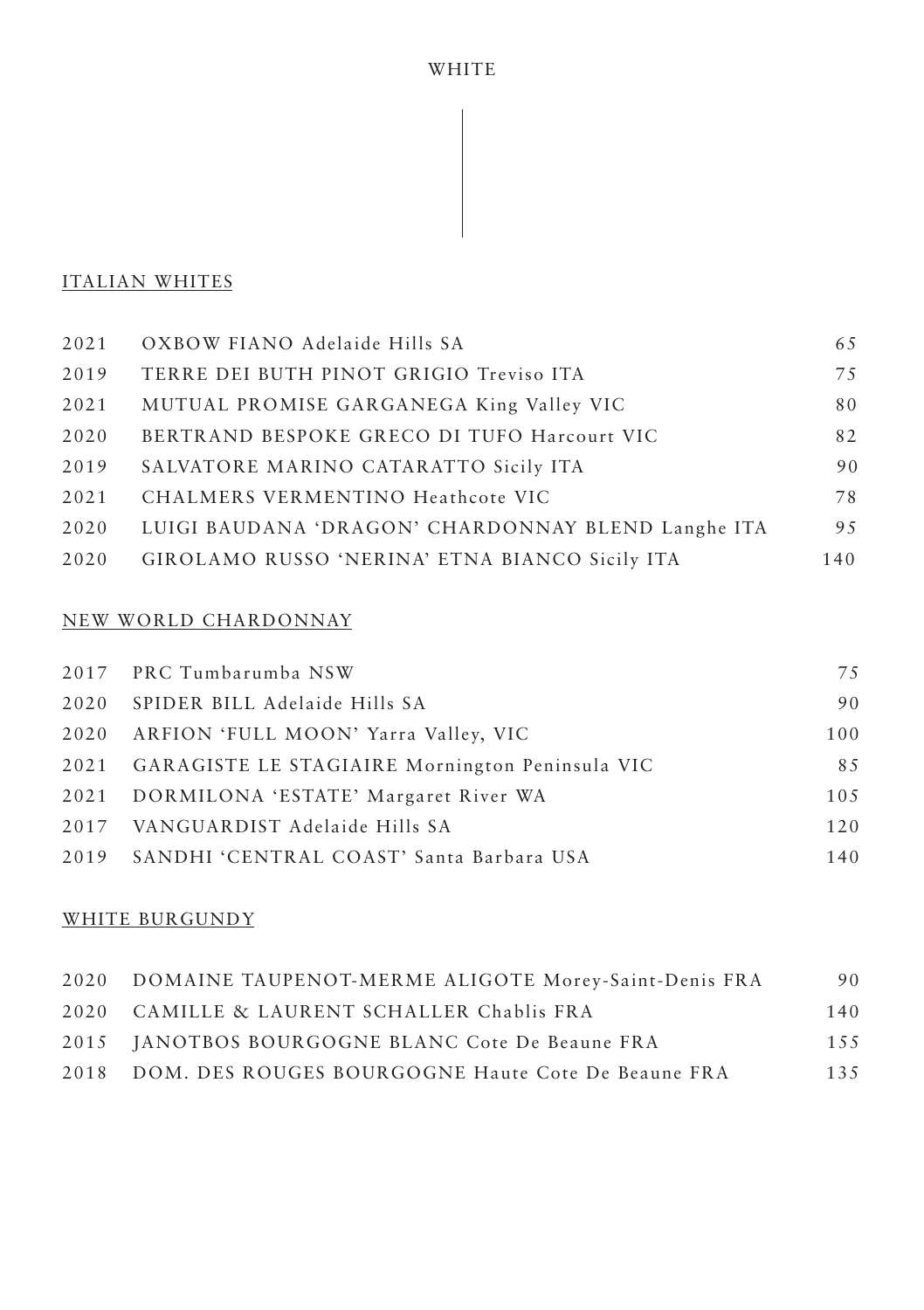# WHITE

## ITALIAN WHITES

| | | |
|---|---|---|
| 2021 | OXBOW FIANO Adelaide Hills SA | 65 |
| 2019 | TERRE DEI BUTH PINOT GRIGIO Treviso ITA | 75 |
| 2021 | MUTUAL PROMISE GARGANEGA King Valley VIC | 80 |
| 2020 | BERTRAND BESPOKE GRECO DI TUFO Harcourt VIC | 82 |
| 2019 | SALVATORE MARINO CATARATTO Sicily ITA | 90 |
| 2021 | CHALMERS VERMENTINO Heathcote VIC | 78 |
| 2020 | LUIGI BAUDANA 'DRAGON' CHARDONNAY BLEND Langhe ITA | 95 |
| 2020 | GIROLAMO RUSSO 'NERINA' ETNA BIANCO Sicily ITA | 140 |

## NEW WORLD CHARDONNAY

| | | |
|---|---|---|
| 2017 | PRC Tumbarumba NSW | 75 |
| 2020 | SPIDER BILL Adelaide Hills SA | 90 |
| 2020 | ARFION 'FULL MOON' Yarra Valley, VIC | 100 |
| 2021 | GARAGISTE LE STAGIAIRE Mornington Peninsula VIC | 85 |
| 2021 | DORMILONA 'ESTATE' Margaret River WA | 105 |
| 2017 | VANGUARDIST Adelaide Hills SA | 120 |
| 2019 | SANDHI 'CENTRAL COAST' Santa Barbara USA | 140 |

## WHITE BURGUNDY

| | | |
|---|---|---|
| 2020 | DOMAINE TAUPENOT-MERME ALIGOTE Morey-Saint-Denis FRA | 90 |
| 2020 | CAMILLE & LAURENT SCHALLER Chablis FRA | 140 |
| 2015 | JANOTBOS BOURGOGNE BLANC Cote De Beaune FRA | 155 |
| 2018 | DOM. DES ROUGES BOURGOGNE Haute Cote De Beaune FRA | 135 |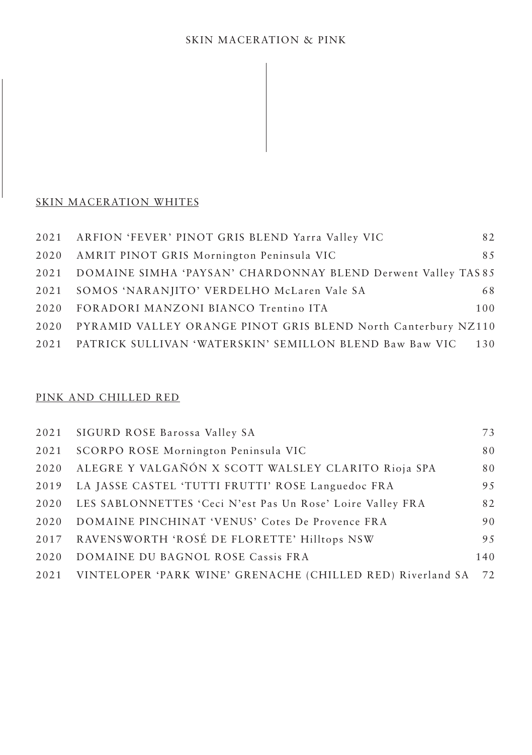# SKIN MACERATION & PINK

## SKIN MACERATION WHITES

| | | |
|---|---|---|
| 2021 | ARFION 'FEVER' PINOT GRIS BLEND Yarra Valley VIC | 82 |
| 2020 | AMRIT PINOT GRIS Mornington Peninsula VIC | 85 |
| 2021 | DOMAINE SIMHA 'PAYSAN' CHARDONNAY BLEND Derwent Valley TAS | 85 |
| 2021 | SOMOS 'NARANJITO' VERDELHO McLaren Vale SA | 68 |
| 2020 | FORADORI MANZONI BIANCO Trentino ITA | 100 |
| 2020 | PYRAMID VALLEY ORANGE PINOT GRIS BLEND North Canterbury NZ | 110 |
| 2021 | PATRICK SULLIVAN 'WATERSKIN' SEMILLON BLEND Baw Baw VIC | 130 |

## PINK AND CHILLED RED

| | | |
|---|---|---|
| 2021 | SIGURD ROSE Barossa Valley SA | 73 |
| 2021 | SCORPO ROSE Mornington Peninsula VIC | 80 |
| 2020 | ALEGRE Y VALGAÑÓN X SCOTT WALSLEY CLARITO Rioja SPA | 80 |
| 2019 | LA JASSE CASTEL 'TUTTI FRUTTI' ROSE Languedoc FRA | 95 |
| 2020 | LES SABLONNETTES 'Ceci N'est Pas Un Rose' Loire Valley FRA | 82 |
| 2020 | DOMAINE PINCHINAT 'VENUS' Cotes De Provence FRA | 90 |
| 2017 | RAVENSWORTH 'ROSÉ DE FLORETTE' Hilltops NSW | 95 |
| 2020 | DOMAINE DU BAGNOL ROSE Cassis FRA | 140 |
| 2021 | VINTELOPER 'PARK WINE' GRENACHE (CHILLED RED) Riverland SA | 72 |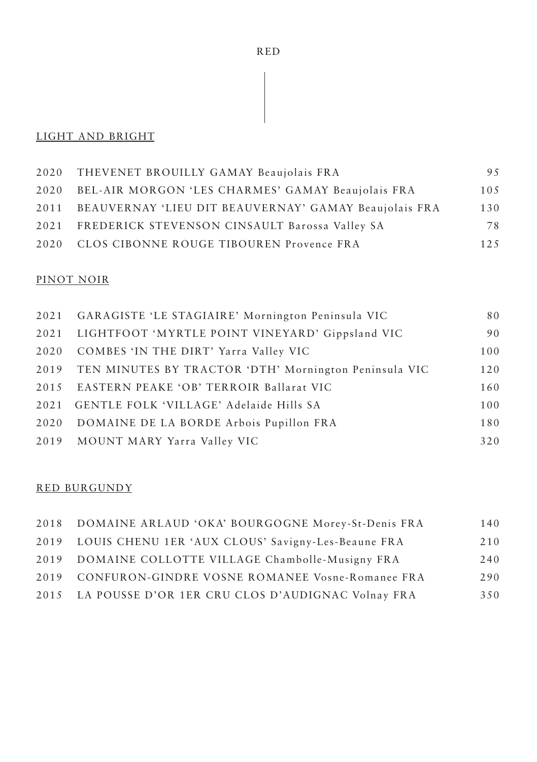# RED

## LIGHT AND BRIGHT

| | | |
|---|---|---|
| 2020 | THEVENET BROUILLY GAMAY Beaujolais FRA | 95 |
| 2020 | BEL-AIR MORGON 'LES CHARMES' GAMAY Beaujolais FRA | 105 |
| 2011 | BEAUVERNAY 'LIEU DIT BEAUVERNAY' GAMAY Beaujolais FRA | 130 |
| 2021 | FREDERICK STEVENSON CINSAULT Barossa Valley SA | 78 |
| 2020 | CLOS CIBONNE ROUGE TIBOUREN Provence FRA | 125 |

## PINOT NOIR

| | | |
|---|---|---|
| 2021 | GARAGISTE 'LE STAGIAIRE' Mornington Peninsula VIC | 80 |
| 2021 | LIGHTFOOT 'MYRTLE POINT VINEYARD' Gippsland VIC | 90 |
| 2020 | COMBES 'IN THE DIRT' Yarra Valley VIC | 100 |
| 2019 | TEN MINUTES BY TRACTOR 'DTH' Mornington Peninsula VIC | 120 |
| 2015 | EASTERN PEAKE 'OB' TERROIR Ballarat VIC | 160 |
| 2021 | GENTLE FOLK 'VILLAGE' Adelaide Hills SA | 100 |
| 2020 | DOMAINE DE LA BORDE Arbois Pupillon FRA | 180 |
| 2019 | MOUNT MARY Yarra Valley VIC | 320 |

## RED BURGUNDY

| | | |
|---|---|---|
| 2018 | DOMAINE ARLAUD 'OKA' BOURGOGNE Morey-St-Denis FRA | 140 |
| 2019 | LOUIS CHENU 1ER 'AUX CLOUS' Savigny-Les-Beaune FRA | 210 |
| 2019 | DOMAINE COLLOTTE VILLAGE Chambolle-Musigny FRA | 240 |
| 2019 | CONFURON-GINDRE VOSNE ROMANEE Vosne-Romanee FRA | 290 |
| 2015 | LA POUSSE D'OR 1ER CRU CLOS D'AUDIGNAC Volnay FRA | 350 |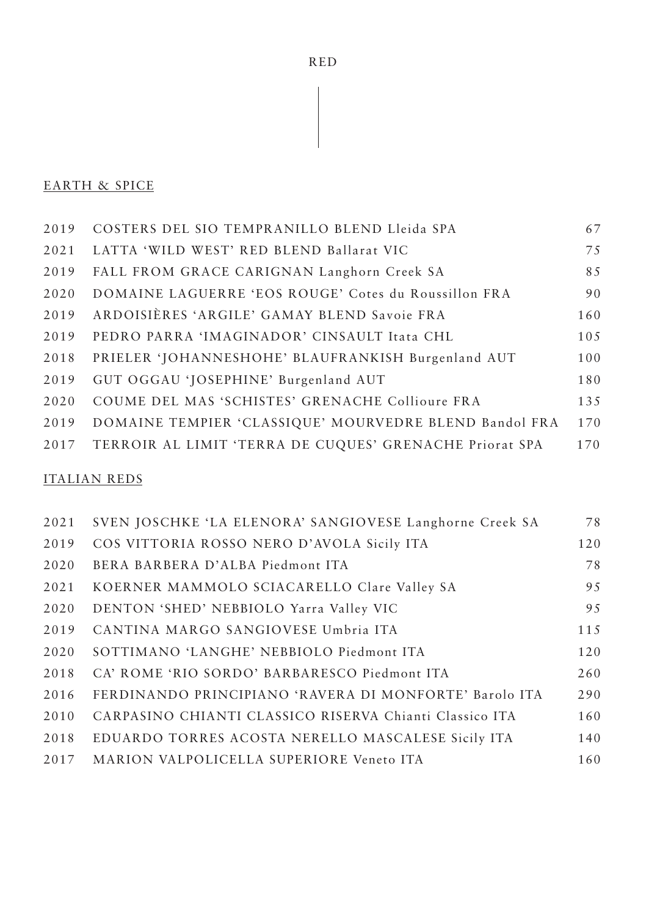# RED

## EARTH & SPICE

| | | |
|---|---|---|
| 2019 | COSTERS DEL SIO TEMPRANILLO BLEND Lleida SPA | 67 |
| 2021 | LATTA 'WILD WEST' RED BLEND Ballarat VIC | 75 |
| 2019 | FALL FROM GRACE CARIGNAN Langhorn Creek SA | 85 |
| 2020 | DOMAINE LAGUERRE 'EOS ROUGE' Cotes du Roussillon FRA | 90 |
| 2019 | ARDOISIÈRES 'ARGILE' GAMAY BLEND Savoie FRA | 160 |
| 2019 | PEDRO PARRA 'IMAGINADOR' CINSAULT Itata CHL | 105 |
| 2018 | PRIELER 'JOHANNESHOHE' BLAUFRANKISH Burgenland AUT | 100 |
| 2019 | GUT OGGAU 'JOSEPHINE' Burgenland AUT | 180 |
| 2020 | COUME DEL MAS 'SCHISTES' GRENACHE Collioure FRA | 135 |
| 2019 | DOMAINE TEMPIER 'CLASSIQUE' MOURVEDRE BLEND Bandol FRA | 170 |
| 2017 | TERROIR AL LIMIT 'TERRA DE CUQUES' GRENACHE Priorat SPA | 170 |

## ITALIAN REDS

| | | |
|---|---|---|
| 2021 | SVEN JOSCHKE 'LA ELENORA' SANGIOVESE Langhorne Creek SA | 78 |
| 2019 | COS VITTORIA ROSSO NERO D'AVOLA Sicily ITA | 120 |
| 2020 | BERA BARBERA D'ALBA Piedmont ITA | 78 |
| 2021 | KOERNER MAMMOLO SCIACARELLO Clare Valley SA | 95 |
| 2020 | DENTON 'SHED' NEBBIOLO Yarra Valley VIC | 95 |
| 2019 | CANTINA MARGO SANGIOVESE Umbria ITA | 115 |
| 2020 | SOTTIMANO 'LANGHE' NEBBIOLO Piedmont ITA | 120 |
| 2018 | CA' ROME 'RIO SORDO' BARBARESCO Piedmont ITA | 260 |
| 2016 | FERDINANDO PRINCIPIANO 'RAVERA DI MONFORTE' Barolo ITA | 290 |
| 2010 | CARPASINO CHIANTI CLASSICO RISERVA Chianti Classico ITA | 160 |
| 2018 | EDUARDO TORRES ACOSTA NERELLO MASCALESE Sicily ITA | 140 |
| 2017 | MARION VALPOLICELLA SUPERIORE Veneto ITA | 160 |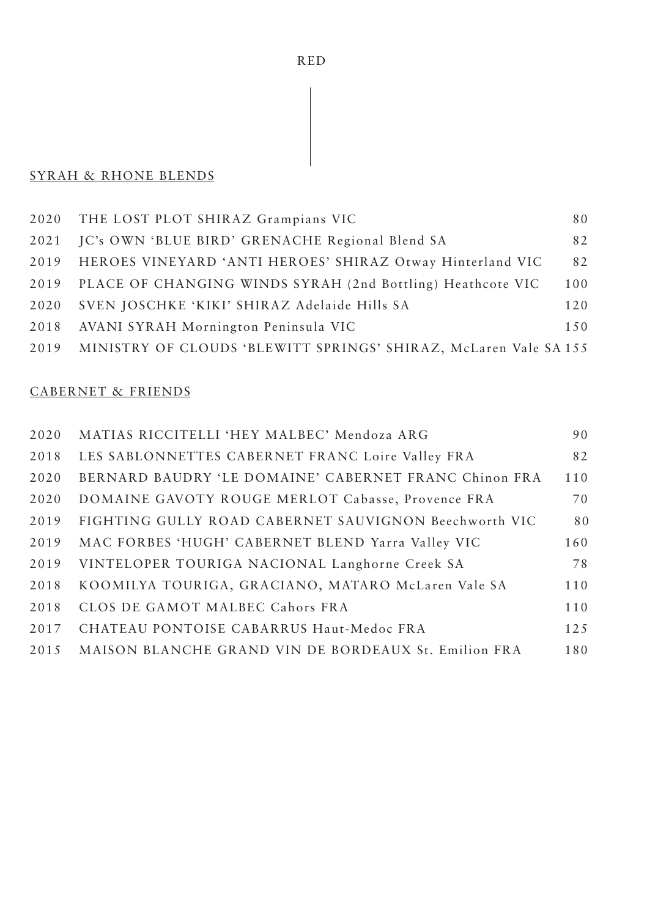# RED

## SYRAH & RHONE BLENDS

| | | |
|---|---|---|
| 2020 | THE LOST PLOT SHIRAZ Grampians VIC | 80 |
| 2021 | JC's OWN 'BLUE BIRD' GRENACHE Regional Blend SA | 82 |
| 2019 | HEROES VINEYARD 'ANTI HEROES' SHIRAZ Otway Hinterland VIC | 82 |
| 2019 | PLACE OF CHANGING WINDS SYRAH (2nd Bottling) Heathcote VIC | 100 |
| 2020 | SVEN JOSCHKE 'KIKI' SHIRAZ Adelaide Hills SA | 120 |
| 2018 | AVANI SYRAH Mornington Peninsula VIC | 150 |
| 2019 | MINISTRY OF CLOUDS 'BLEWITT SPRINGS' SHIRAZ, McLaren Vale SA | 155 |

## CABERNET & FRIENDS

| | | |
|---|---|---|
| 2020 | MATIAS RICCITELLI 'HEY MALBEC' Mendoza ARG | 90 |
| 2018 | LES SABLONNETTES CABERNET FRANC Loire Valley FRA | 82 |
| 2020 | BERNARD BAUDRY 'LE DOMAINE' CABERNET FRANC Chinon FRA | 110 |
| 2020 | DOMAINE GAVOTY ROUGE MERLOT Cabasse, Provence FRA | 70 |
| 2019 | FIGHTING GULLY ROAD CABERNET SAUVIGNON Beechworth VIC | 80 |
| 2019 | MAC FORBES 'HUGH' CABERNET BLEND Yarra Valley VIC | 160 |
| 2019 | VINTELOPER TOURIGA NACIONAL Langhorne Creek SA | 78 |
| 2018 | KOOMILYA TOURIGA, GRACIANO, MATARO McLaren Vale SA | 110 |
| 2018 | CLOS DE GAMOT MALBEC Cahors FRA | 110 |
| 2017 | CHATEAU PONTOISE CABARRUS Haut-Medoc FRA | 125 |
| 2015 | MAISON BLANCHE GRAND VIN DE BORDEAUX St. Emilion FRA | 180 |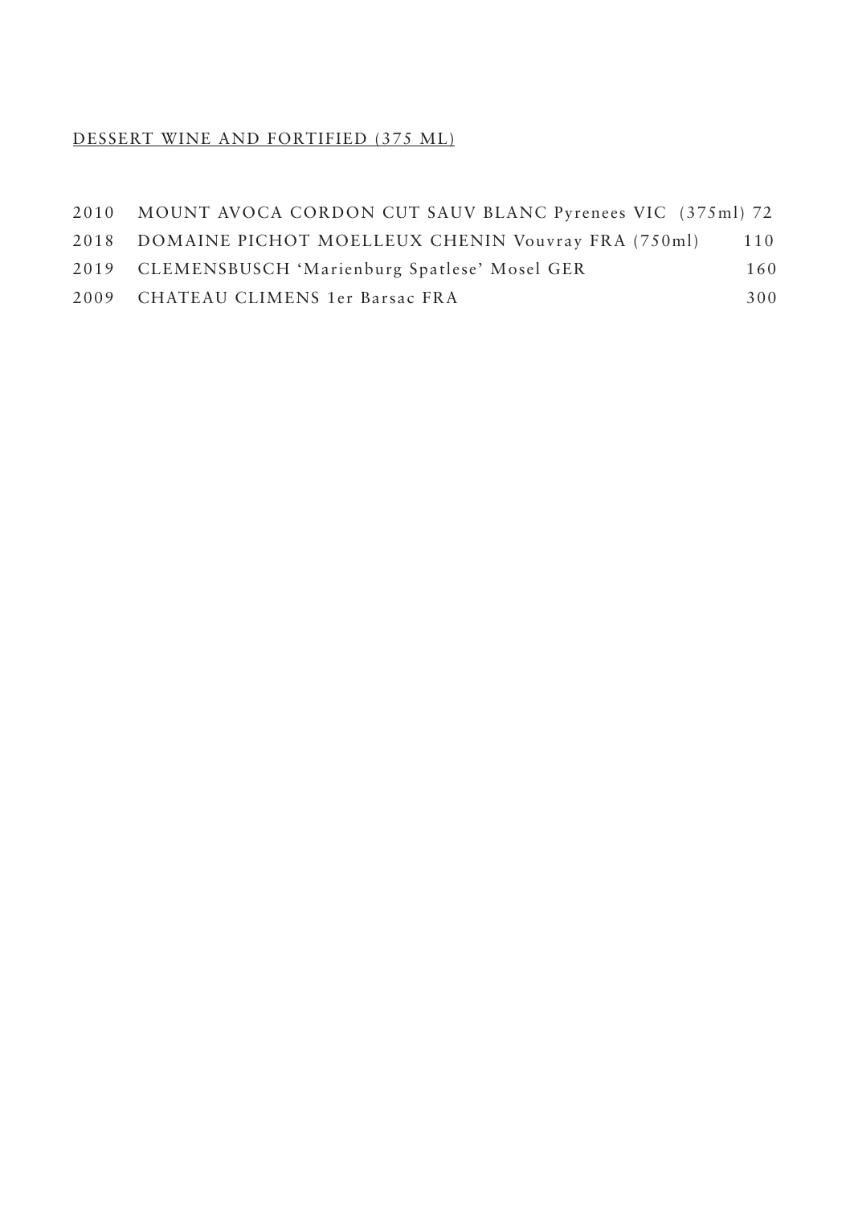DESSERT WINE AND FORTIFIED (375 ML)

2010 MOUNT AVOCA CORDON CUT SAUV BLANC Pyrenees VIC (375ml) 72

2018 DOMAINE PICHOT MOELLEUX CHENIN Vouvray FRA (750ml) 110

2019 CLEMENSBUSCH 'Marienburg Spatlese' Mosel GER 160

2009 CHATEAU CLIMENS 1er Barsac FRA 300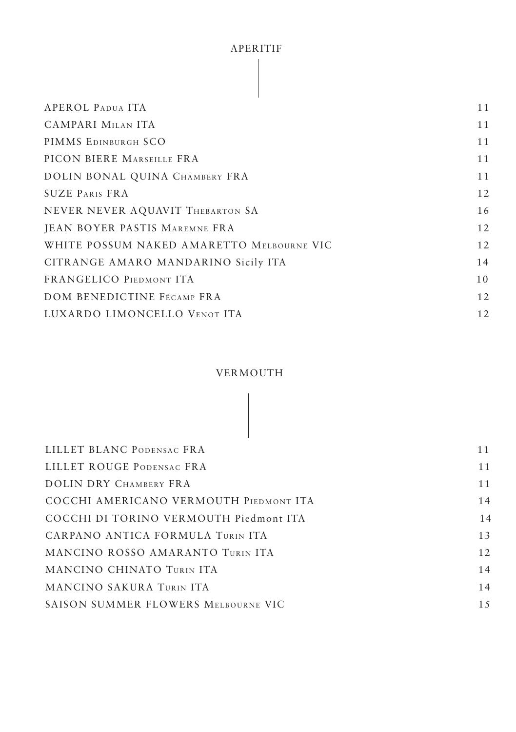## APERITIF

| | |
|---|---|
| APEROL Padua ITA | 11 |
| CAMPARI Milan ITA | 11 |
| PIMMS Edinburgh SCO | 11 |
| PICON BIERE Marseille FRA | 11 |
| DOLIN BONAL QUINA Chambery FRA | 11 |
| SUZE Paris FRA | 12 |
| NEVER NEVER AQUAVIT Thebarton SA | 16 |
| JEAN BOYER PASTIS Maremne FRA | 12 |
| WHITE POSSUM NAKED AMARETTO Melbourne VIC | 12 |
| CITRANGE AMARO MANDARINO Sicily ITA | 14 |
| FRANGELICO Piedmont ITA | 10 |
| DOM BENEDICTINE Fécamp FRA | 12 |
| LUXARDO LIMONCELLO Venot ITA | 12 |

## VERMOUTH

| | |
|---|---|
| LILLET BLANC Podensac FRA | 11 |
| LILLET ROUGE Podensac FRA | 11 |
| DOLIN DRY Chambery FRA | 11 |
| COCCHI AMERICANO VERMOUTH Piedmont ITA | 14 |
| COCCHI DI TORINO VERMOUTH Piedmont ITA | 14 |
| CARPANO ANTICA FORMULA Turin ITA | 13 |
| MANCINO ROSSO AMARANTO Turin ITA | 12 |
| MANCINO CHINATO Turin ITA | 14 |
| MANCINO SAKURA Turin ITA | 14 |
| SAISON SUMMER FLOWERS Melbourne VIC | 15 |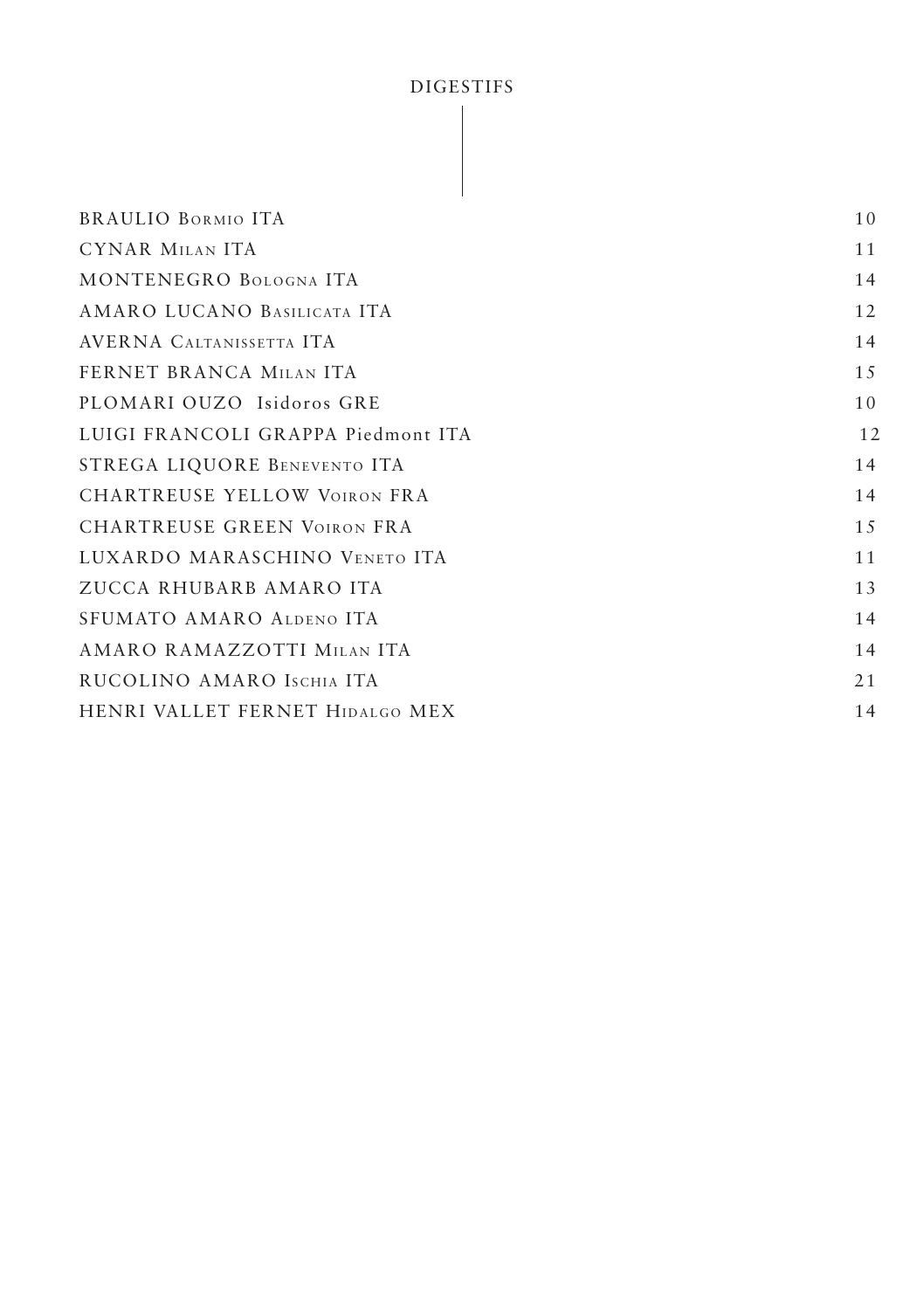# DIGESTIFS

| | |
|---|---|
| BRAULIO Bormio ITA | 10 |
| CYNAR Milan ITA | 11 |
| MONTENEGRO Bologna ITA | 14 |
| AMARO LUCANO Basilicata ITA | 12 |
| AVERNA Caltanissetta ITA | 14 |
| FERNET BRANCA Milan ITA | 15 |
| PLOMARI OUZO Isidoros GRE | 10 |
| LUIGI FRANCOLI GRAPPA Piedmont ITA | 12 |
| STREGA LIQUORE Benevento ITA | 14 |
| CHARTREUSE YELLOW Voiron FRA | 14 |
| CHARTREUSE GREEN Voiron FRA | 15 |
| LUXARDO MARASCHINO Veneto ITA | 11 |
| ZUCCA RHUBARB AMARO ITA | 13 |
| SFUMATO AMARO Aldeno ITA | 14 |
| AMARO RAMAZZOTTI Milan ITA | 14 |
| RUCOLINO AMARO Ischia ITA | 21 |
| HENRI VALLET FERNET Hidalgo MEX | 14 |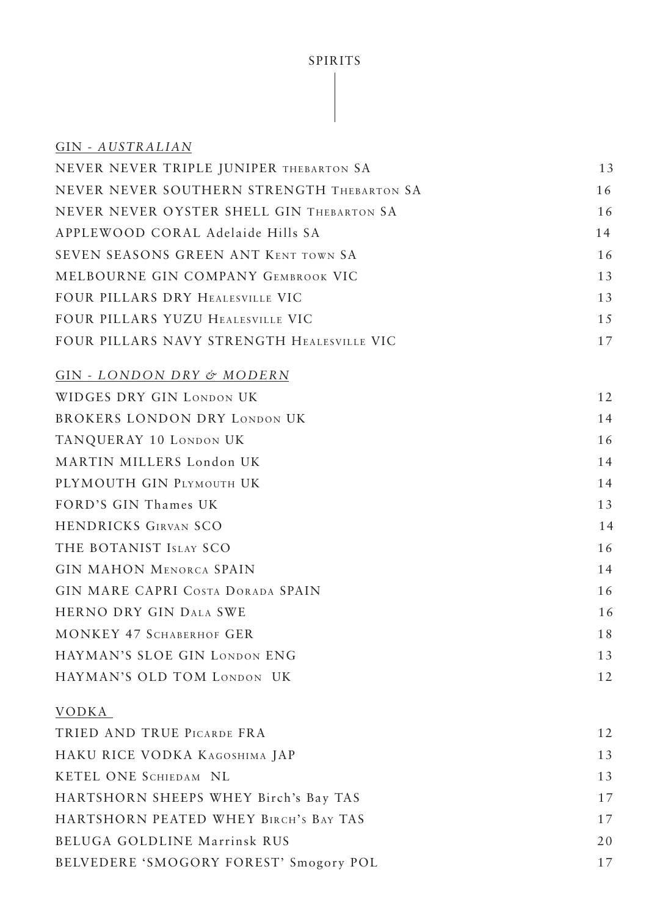# SPIRITS

## GIN - *AUSTRALIAN*

| | |
|---|---|
| NEVER NEVER TRIPLE JUNIPER THEBARTON SA | 13 |
| NEVER NEVER SOUTHERN STRENGTH THEBARTON SA | 16 |
| NEVER NEVER OYSTER SHELL GIN THEBARTON SA | 16 |
| APPLEWOOD CORAL Adelaide Hills SA | 14 |
| SEVEN SEASONS GREEN ANT KENT TOWN SA | 16 |
| MELBOURNE GIN COMPANY GEMBROOK VIC | 13 |
| FOUR PILLARS DRY HEALESVILLE VIC | 13 |
| FOUR PILLARS YUZU HEALESVILLE VIC | 15 |
| FOUR PILLARS NAVY STRENGTH HEALESVILLE VIC | 17 |

## GIN - *LONDON DRY & MODERN*

| | |
|---|---|
| WIDGES DRY GIN LONDON UK | 12 |
| BROKERS LONDON DRY LONDON UK | 14 |
| TANQUERAY 10 LONDON UK | 16 |
| MARTIN MILLERS London UK | 14 |
| PLYMOUTH GIN PLYMOUTH UK | 14 |
| FORD'S GIN Thames UK | 13 |
| HENDRICKS GIRVAN SCO | 14 |
| THE BOTANIST ISLAY SCO | 16 |
| GIN MAHON MENORCA SPAIN | 14 |
| GIN MARE CAPRI COSTA DORADA SPAIN | 16 |
| HERNO DRY GIN DALA SWE | 16 |
| MONKEY 47 SCHABERHOF GER | 18 |
| HAYMAN'S SLOE GIN LONDON ENG | 13 |
| HAYMAN'S OLD TOM LONDON UK | 12 |

## VODKA

| | |
|---|---|
| TRIED AND TRUE PICARDE FRA | 12 |
| HAKU RICE VODKA KAGOSHIMA JAP | 13 |
| KETEL ONE SCHIEDAM NL | 13 |
| HARTSHORN SHEEPS WHEY Birch's Bay TAS | 17 |
| HARTSHORN PEATED WHEY BIRCH'S BAY TAS | 17 |
| BELUGA GOLDLINE Marrinsk RUS | 20 |
| BELVEDERE 'SMOGORY FOREST' Smogory POL | 17 |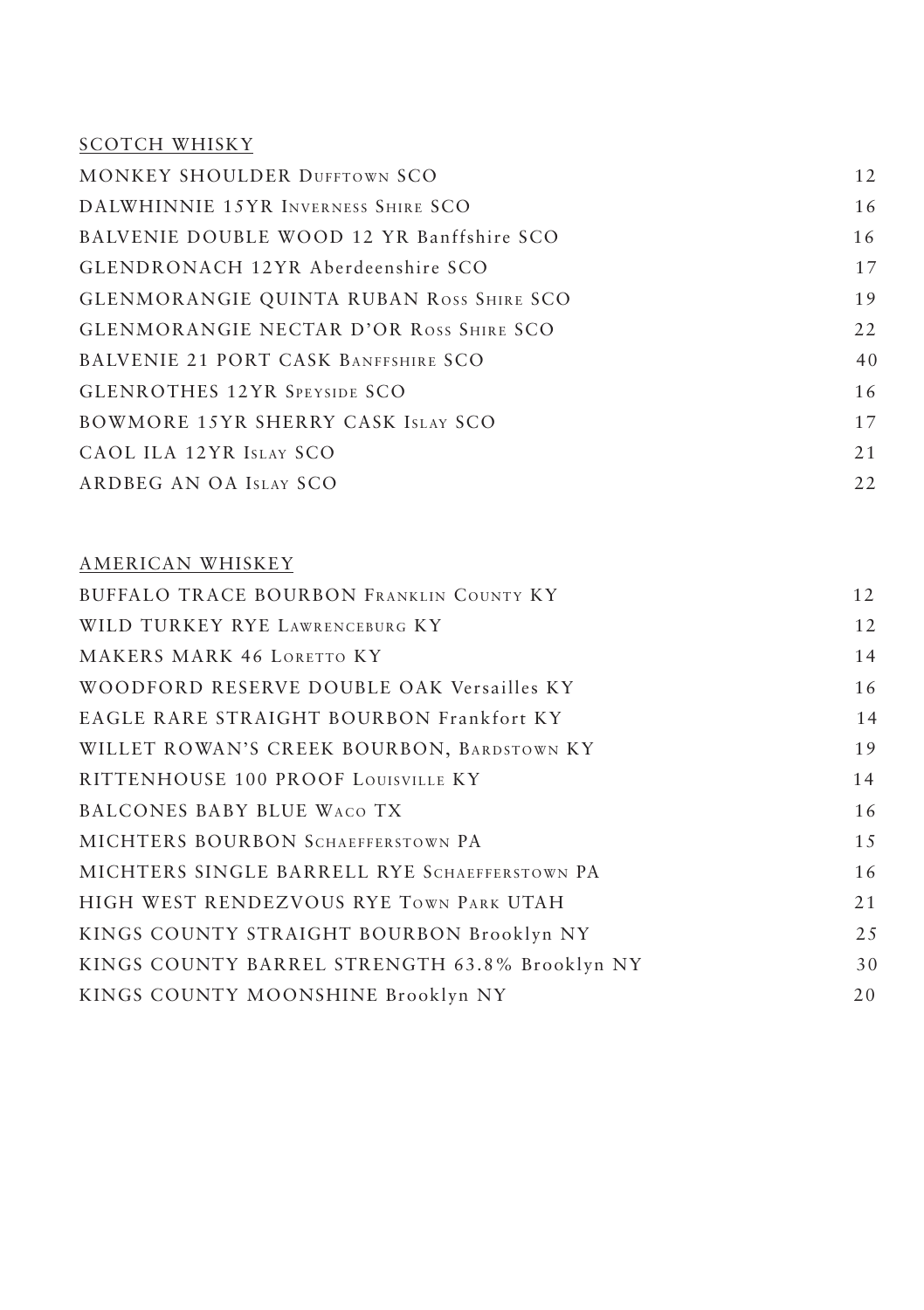## SCOTCH WHISKY

| | |
|---|---|
| MONKEY SHOULDER Dufftown SCO | 12 |
| DALWHINNIE 15YR Inverness Shire SCO | 16 |
| BALVENIE DOUBLE WOOD 12 YR Banffshire SCO | 16 |
| GLENDRONACH 12YR Aberdeenshire SCO | 17 |
| GLENMORANGIE QUINTA RUBAN Ross Shire SCO | 19 |
| GLENMORANGIE NECTAR D'OR Ross Shire SCO | 22 |
| BALVENIE 21 PORT CASK Banffshire SCO | 40 |
| GLENROTHES 12YR Speyside SCO | 16 |
| BOWMORE 15YR SHERRY CASK Islay SCO | 17 |
| CAOL ILA 12YR Islay SCO | 21 |
| ARDBEG AN OA Islay SCO | 22 |

## AMERICAN WHISKEY

| | |
|---|---|
| BUFFALO TRACE BOURBON Franklin County KY | 12 |
| WILD TURKEY RYE Lawrenceburg KY | 12 |
| MAKERS MARK 46 Loretto KY | 14 |
| WOODFORD RESERVE DOUBLE OAK Versailles KY | 16 |
| EAGLE RARE STRAIGHT BOURBON Frankfort KY | 14 |
| WILLET ROWAN'S CREEK BOURBON, Bardstown KY | 19 |
| RITTENHOUSE 100 PROOF Louisville KY | 14 |
| BALCONES BABY BLUE Waco TX | 16 |
| MICHTERS BOURBON Schaefferstown PA | 15 |
| MICHTERS SINGLE BARRELL RYE Schaefferstown PA | 16 |
| HIGH WEST RENDEZVOUS RYE Town Park UTAH | 21 |
| KINGS COUNTY STRAIGHT BOURBON Brooklyn NY | 25 |
| KINGS COUNTY BARREL STRENGTH 63.8% Brooklyn NY | 30 |
| KINGS COUNTY MOONSHINE Brooklyn NY | 20 |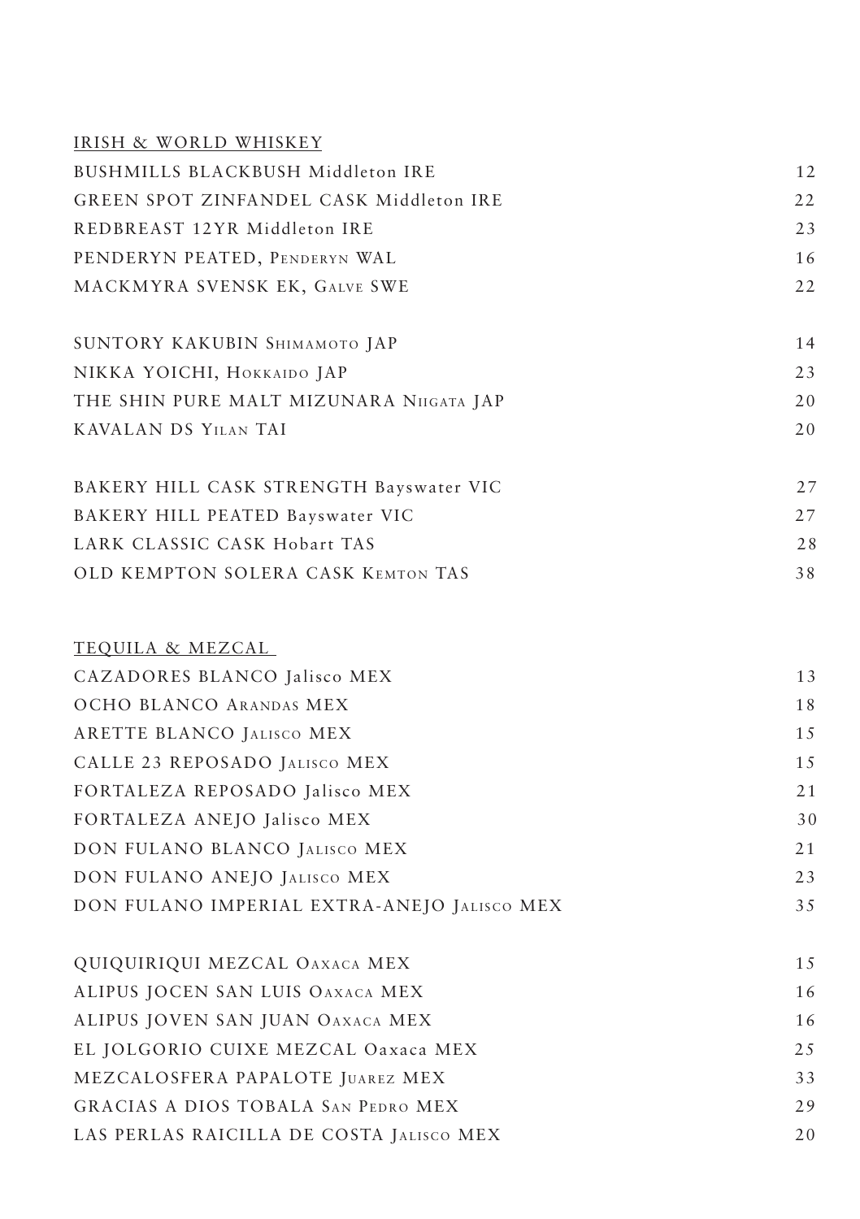## IRISH & WORLD WHISKEY

| | |
|---|---|
| BUSHMILLS BLACKBUSH Middleton IRE | 12 |
| GREEN SPOT ZINFANDEL CASK Middleton IRE | 22 |
| REDBREAST 12YR Middleton IRE | 23 |
| PENDERYN PEATED, PENDERYN WAL | 16 |
| MACKMYRA SVENSK EK, GALVE SWE | 22 |
| | |
| SUNTORY KAKUBIN SHIMAMOTO JAP | 14 |
| NIKKA YOICHI, HOKKAIDO JAP | 23 |
| THE SHIN PURE MALT MIZUNARA NIIGATA JAP | 20 |
| KAVALAN DS YILAN TAI | 20 |
| | |
| BAKERY HILL CASK STRENGTH Bayswater VIC | 27 |
| BAKERY HILL PEATED Bayswater VIC | 27 |
| LARK CLASSIC CASK Hobart TAS | 28 |
| OLD KEMPTON SOLERA CASK KEMTON TAS | 38 |

## TEQUILA & MEZCAL

| | |
|---|---|
| CAZADORES BLANCO Jalisco MEX | 13 |
| OCHO BLANCO ARANDAS MEX | 18 |
| ARETTE BLANCO JALISCO MEX | 15 |
| CALLE 23 REPOSADO JALISCO MEX | 15 |
| FORTALEZA REPOSADO Jalisco MEX | 21 |
| FORTALEZA ANEJO Jalisco MEX | 30 |
| DON FULANO BLANCO JALISCO MEX | 21 |
| DON FULANO ANEJO JALISCO MEX | 23 |
| DON FULANO IMPERIAL EXTRA-ANEJO JALISCO MEX | 35 |
| | |
| QUIQUIRIQUI MEZCAL OAXACA MEX | 15 |
| ALIPUS JOCEN SAN LUIS OAXACA MEX | 16 |
| ALIPUS JOVEN SAN JUAN OAXACA MEX | 16 |
| EL JOLGORIO CUIXE MEZCAL Oaxaca MEX | 25 |
| MEZCALOSFERA PAPALOTE JUAREZ MEX | 33 |
| GRACIAS A DIOS TOBALA SAN PEDRO MEX | 29 |
| LAS PERLAS RAICILLA DE COSTA JALISCO MEX | 20 |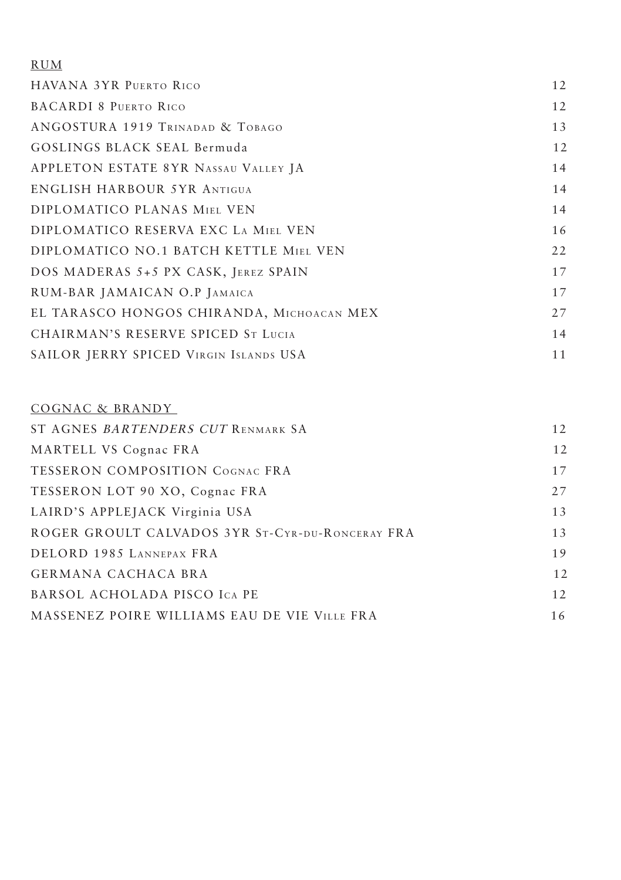## RUM

| | |
|---|---|
| HAVANA 3YR Puerto Rico | 12 |
| BACARDI 8 Puerto Rico | 12 |
| ANGOSTURA 1919 Trinadad & Tobago | 13 |
| GOSLINGS BLACK SEAL Bermuda | 12 |
| APPLETON ESTATE 8YR Nassau Valley JA | 14 |
| ENGLISH HARBOUR 5YR Antigua | 14 |
| DIPLOMATICO PLANAS Miel VEN | 14 |
| DIPLOMATICO RESERVA EXC La Miel VEN | 16 |
| DIPLOMATICO NO.1 BATCH KETTLE Miel VEN | 22 |
| DOS MADERAS 5+5 PX CASK, Jerez SPAIN | 17 |
| RUM-BAR JAMAICAN O.P Jamaica | 17 |
| EL TARASCO HONGOS CHIRANDA, Michoacan MEX | 27 |
| CHAIRMAN'S RESERVE SPICED St Lucia | 14 |
| SAILOR JERRY SPICED Virgin Islands USA | 11 |

## COGNAC & BRANDY

| | |
|---|---|
| ST AGNES *BARTENDERS CUT* Renmark SA | 12 |
| MARTELL VS Cognac FRA | 12 |
| TESSERON COMPOSITION Cognac FRA | 17 |
| TESSERON LOT 90 XO, Cognac FRA | 27 |
| LAIRD'S APPLEJACK Virginia USA | 13 |
| ROGER GROULT CALVADOS 3YR St-Cyr-du-Ronceray FRA | 13 |
| DELORD 1985 Lannepax FRA | 19 |
| GERMANA CACHACA BRA | 12 |
| BARSOL ACHOLADA PISCO Ica PE | 12 |
| MASSENEZ POIRE WILLIAMS EAU DE VIE Ville FRA | 16 |